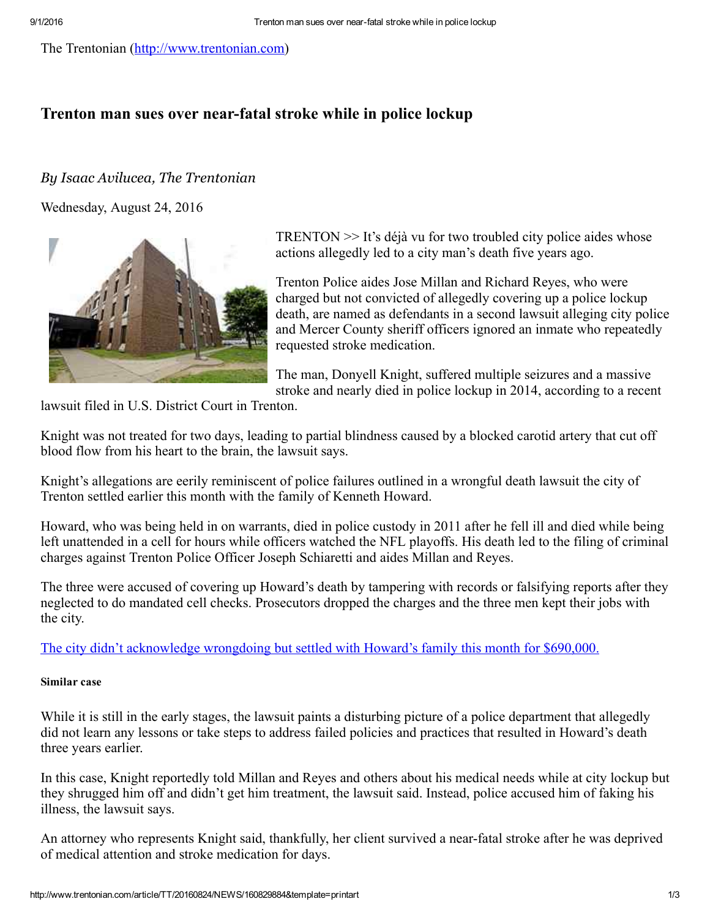The Trentonian (http://www.trentonian.com)

# Trenton man sues over near-fatal stroke while in police lockup

*By Isaac Avilucea, The Trentonian*

Wednesday, August 24, 2016

TRENTON >> It's déjà vu for two troubled city police aides whose actions allegedly led to a city man's death five years ago.

Trenton Police aides Jose Millan and Richard Reyes, who were charged but not convicted of allegedly covering up a police lockup death, are named as defendants in a second lawsuit alleging city police and Mercer County sheriff officers ignored an inmate who repeatedly requested stroke medication.

The man, Donyell Knight, suffered multiple seizures and a massive stroke and nearly died in police lockup in 2014, according to a recent lawsuit filed in U.S. District Court in Trenton.

Knight was not treated for two days, leading to partial blindness caused by a blocked carotid artery that cut off blood flow from his heart to the brain, the lawsuit says.

Knight's allegations are eerily reminiscent of police failures outlined in a wrongful death lawsuit the city of Trenton settled earlier this month with the family of Kenneth Howard.

Howard, who was being held in on warrants, died in police custody in 2011 after he fell ill and died while being left unattended in a cell for hours while officers watched the NFL playoffs. His death led to the filing of criminal charges against Trenton Police Officer Joseph Schiaretti and aides Millan and Reyes.

The three were accused of covering up Howard's death by tampering with records or falsifying reports after they neglected to do mandated cell checks. Prosecutors dropped the charges and the three men kept their jobs with the city.

The city didn't acknowledge wrongdoing but settled with Howard's family this month for $690,000.

#### Similar case

While it is still in the early stages, the lawsuit paints a disturbing picture of a police department that allegedly did not learn any lessons or take steps to address failed policies and practices that resulted in Howard's death three years earlier.

In this case, Knight reportedly told Millan and Reyes and others about his medical needs while at city lockup but they shrugged him off and didn't get him treatment, the lawsuit said. Instead, police accused him of faking his illness, the lawsuit says.

An attorney who represents Knight said, thankfully, her client survived a near-fatal stroke after he was deprived of medical attention and stroke medication for days.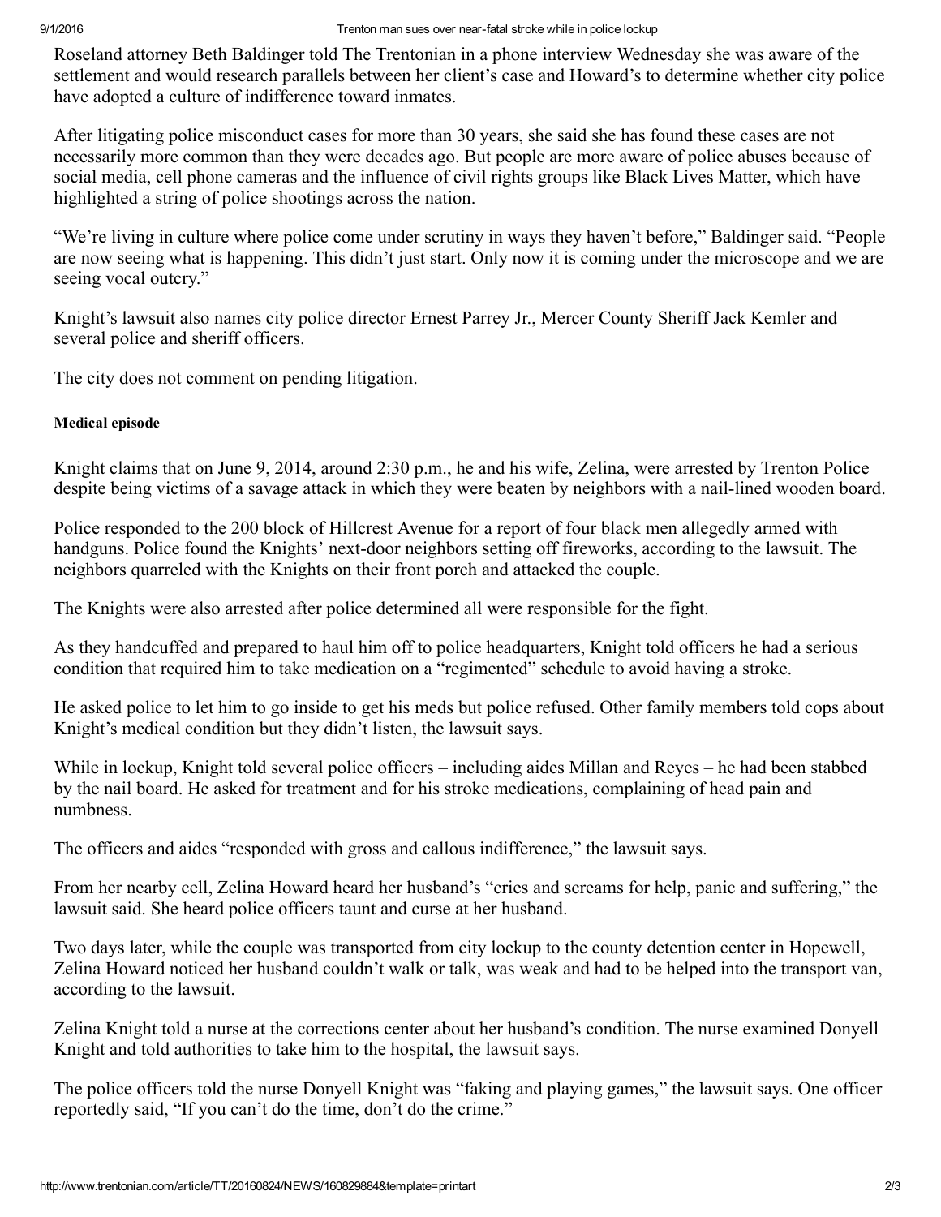Roseland attorney Beth Baldinger told The Trentonian in a phone interview Wednesday she was aware of the settlement and would research parallels between her client's case and Howard's to determine whether city police have adopted a culture of indifference toward inmates.

After litigating police misconduct cases for more than 30 years, she said she has found these cases are not necessarily more common than they were decades ago. But people are more aware of police abuses because of social media, cell phone cameras and the influence of civil rights groups like Black Lives Matter, which have highlighted a string of police shootings across the nation.

"We're living in culture where police come under scrutiny in ways they haven't before," Baldinger said. "People are now seeing what is happening. This didn't just start. Only now it is coming under the microscope and we are seeing vocal outcry."

Knight's lawsuit also names city police director Ernest Parrey Jr., Mercer County Sheriff Jack Kemler and several police and sheriff officers.

The city does not comment on pending litigation.

#### Medical episode

Knight claims that on June 9, 2014, around 2:30 p.m., he and his wife, Zelina, were arrested by Trenton Police despite being victims of a savage attack in which they were beaten by neighbors with a nail-lined wooden board.

Police responded to the 200 block of Hillcrest Avenue for a report of four black men allegedly armed with handguns. Police found the Knights' next-door neighbors setting off fireworks, according to the lawsuit. The neighbors quarreled with the Knights on their front porch and attacked the couple.

The Knights were also arrested after police determined all were responsible for the fight.

As they handcuffed and prepared to haul him off to police headquarters, Knight told officers he had a serious condition that required him to take medication on a "regimented" schedule to avoid having a stroke.

He asked police to let him to go inside to get his meds but police refused. Other family members told cops about Knight's medical condition but they didn't listen, the lawsuit says.

While in lockup, Knight told several police officers – including aides Millan and Reyes – he had been stabbed by the nail board. He asked for treatment and for his stroke medications, complaining of head pain and numbness.

The officers and aides "responded with gross and callous indifference," the lawsuit says.

From her nearby cell, Zelina Howard heard her husband's "cries and screams for help, panic and suffering," the lawsuit said. She heard police officers taunt and curse at her husband.

Two days later, while the couple was transported from city lockup to the county detention center in Hopewell, Zelina Howard noticed her husband couldn't walk or talk, was weak and had to be helped into the transport van, according to the lawsuit.

Zelina Knight told a nurse at the corrections center about her husband's condition. The nurse examined Donyell Knight and told authorities to take him to the hospital, the lawsuit says.

The police officers told the nurse Donyell Knight was "faking and playing games," the lawsuit says. One officer reportedly said, "If you can't do the time, don't do the crime."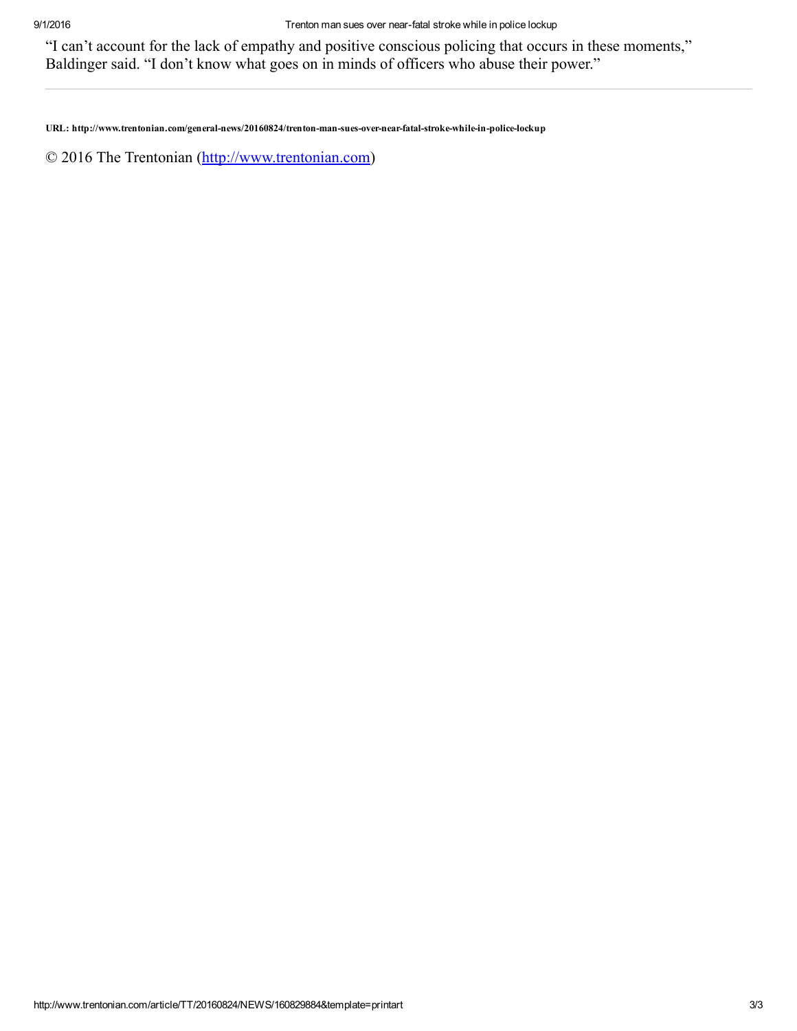"I can't account for the lack of empathy and positive conscious policing that occurs in these moments," Baldinger said. "I don't know what goes on in minds of officers who abuse their power."

---

**URL: http://www.trentonian.com/general-news/20160824/trenton-man-sues-over-near-fatal-stroke-while-in-police-lockup**

© 2016 The Trentonian (http://www.trentonian.com)